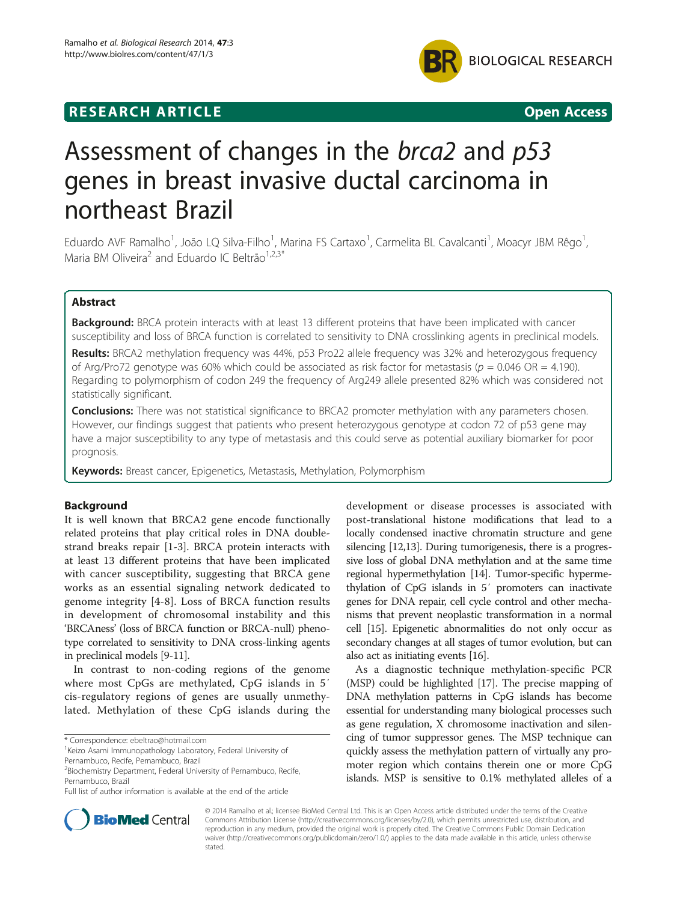**RESEARCH ARTICLE** **Open Access**

# Assessment of changes in the *brca2* and *p53* genes in breast invasive ductal carcinoma in northeast Brazil

Eduardo AVF Ramalho[1], João LQ Silva-Filho[1], Marina FS Cartaxo[1], Carmelita BL Cavalcanti[1], Moacyr JBM Rêgo[1], Maria BM Oliveira[2] and Eduardo IC Beltrão[1,2,3*]

## Abstract

**Background:** BRCA protein interacts with at least 13 different proteins that have been implicated with cancer susceptibility and loss of BRCA function is correlated to sensitivity to DNA crosslinking agents in preclinical models.

**Results:** BRCA2 methylation frequency was 44%, p53 Pro22 allele frequency was 32% and heterozygous frequency of Arg/Pro72 genotype was 60% which could be associated as risk factor for metastasis ($p = 0.046$ OR = 4.190). Regarding to polymorphism of codon 249 the frequency of Arg249 allele presented 82% which was considered not statistically significant.

**Conclusions:** There was not statistical significance to BRCA2 promoter methylation with any parameters chosen. However, our findings suggest that patients who present heterozygous genotype at codon 72 of p53 gene may have a major susceptibility to any type of metastasis and this could serve as potential auxiliary biomarker for poor prognosis.

**Keywords:** Breast cancer, Epigenetics, Metastasis, Methylation, Polymorphism

## Background

It is well known that BRCA2 gene encode functionally related proteins that play critical roles in DNA double-strand breaks repair [1-3]. BRCA protein interacts with at least 13 different proteins that have been implicated with cancer susceptibility, suggesting that BRCA gene works as an essential signaling network dedicated to genome integrity [4-8]. Loss of BRCA function results in development of chromosomal instability and this 'BRCAness' (loss of BRCA function or BRCA-null) phenotype correlated to sensitivity to DNA cross-linking agents in preclinical models [9-11].

In contrast to non-coding regions of the genome where most CpGs are methylated, CpG islands in 5′ cis-regulatory regions of genes are usually unmethylated. Methylation of these CpG islands during the development or disease processes is associated with post-translational histone modifications that lead to a locally condensed inactive chromatin structure and gene silencing [12,13]. During tumorigenesis, there is a progressive loss of global DNA methylation and at the same time regional hypermethylation [14]. Tumor-specific hypermethylation of CpG islands in 5′ promoters can inactivate genes for DNA repair, cell cycle control and other mechanisms that prevent neoplastic transformation in a normal cell [15]. Epigenetic abnormalities do not only occur as secondary changes at all stages of tumor evolution, but can also act as initiating events [16].

As a diagnostic technique methylation-specific PCR (MSP) could be highlighted [17]. The precise mapping of DNA methylation patterns in CpG islands has become essential for understanding many biological processes such as gene regulation, X chromosome inactivation and silencing of tumor suppressor genes. The MSP technique can quickly assess the methylation pattern of virtually any promoter region which contains therein one or more CpG islands. MSP is sensitive to 0.1% methylated alleles of a

\* Correspondence: ebeltrao@hotmail.com
[1]Keizo Asami Immunopathology Laboratory, Federal University of Pernambuco, Recife, Pernambuco, Brazil
[2]Biochemistry Department, Federal University of Pernambuco, Recife, Pernambuco, Brazil
Full list of author information is available at the end of the article

© 2014 Ramalho et al.; licensee BioMed Central Ltd. This is an Open Access article distributed under the terms of the Creative Commons Attribution License (http://creativecommons.org/licenses/by/2.0), which permits unrestricted use, distribution, and reproduction in any medium, provided the original work is properly cited. The Creative Commons Public Domain Dedication waiver (http://creativecommons.org/publicdomain/zero/1.0/) applies to the data made available in this article, unless otherwise stated.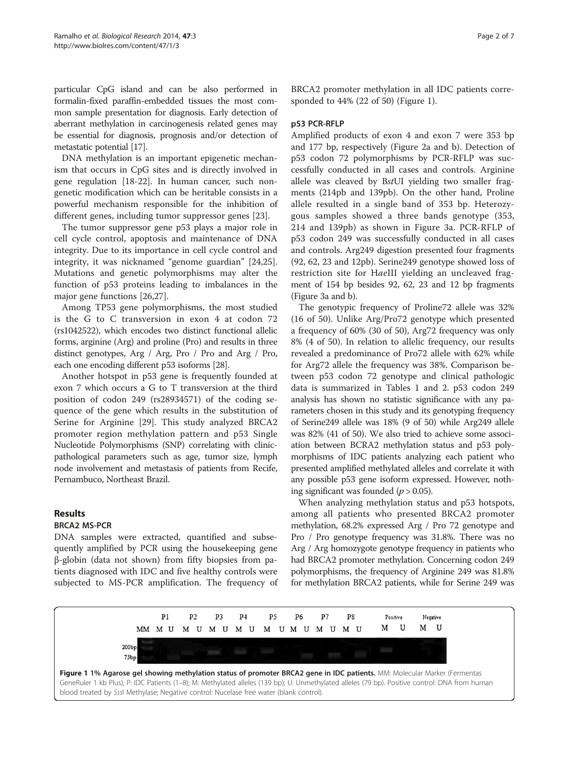particular CpG island and can be also performed in formalin-fixed paraffin-embedded tissues the most common sample presentation for diagnosis. Early detection of aberrant methylation in carcinogenesis related genes may be essential for diagnosis, prognosis and/or detection of metastatic potential [17].

DNA methylation is an important epigenetic mechanism that occurs in CpG sites and is directly involved in gene regulation [18-22]. In human cancer, such non-genetic modification which can be heritable consists in a powerful mechanism responsible for the inhibition of different genes, including tumor suppressor genes [23].

The tumor suppressor gene p53 plays a major role in cell cycle control, apoptosis and maintenance of DNA integrity. Due to its importance in cell cycle control and integrity, it was nicknamed "genome guardian" [24,25]. Mutations and genetic polymorphisms may alter the function of p53 proteins leading to imbalances in the major gene functions [26,27].

Among TP53 gene polymorphisms, the most studied is the G to C transversion in exon 4 at codon 72 (rs1042522), which encodes two distinct functional allelic forms, arginine (Arg) and proline (Pro) and results in three distinct genotypes, Arg / Arg, Pro / Pro and Arg / Pro, each one encoding different p53 isoforms [28].

Another hotspot in p53 gene is frequently founded at exon 7 which occurs a G to T transversion at the third position of codon 249 (rs28934571) of the coding sequence of the gene which results in the substitution of Serine for Arginine [29]. This study analyzed BRCA2 promoter region methylation pattern and p53 Single Nucleotide Polymorphisms (SNP) correlating with clinic-pathological parameters such as age, tumor size, lymph node involvement and metastasis of patients from Recife, Pernambuco, Northeast Brazil.

## Results

### BRCA2 MS-PCR

DNA samples were extracted, quantified and subsequently amplified by PCR using the housekeeping gene β-globin (data not shown) from fifty biopsies from patients diagnosed with IDC and five healthy controls were subjected to MS-PCR amplification. The frequency of BRCA2 promoter methylation in all IDC patients corresponded to 44% (22 of 50) (Figure 1).

### p53 PCR-RFLP

Amplified products of exon 4 and exon 7 were 353 bp and 177 bp, respectively (Figure 2a and b). Detection of p53 codon 72 polymorphisms by PCR-RFLP was successfully conducted in all cases and controls. Arginine allele was cleaved by *Bst*UI yielding two smaller fragments (214pb and 139pb). On the other hand, Proline allele resulted in a single band of 353 bp. Heterozygous samples showed a three bands genotype (353, 214 and 139pb) as shown in Figure 3a. PCR-RFLP of p53 codon 249 was successfully conducted in all cases and controls. Arg249 digestion presented four fragments (92, 62, 23 and 12pb). Serine249 genotype showed loss of restriction site for H*ae*III yielding an uncleaved fragment of 154 bp besides 92, 62, 23 and 12 bp fragments (Figure 3a and b).

The genotypic frequency of Proline72 allele was 32% (16 of 50). Unlike Arg/Pro72 genotype which presented a frequency of 60% (30 of 50), Arg72 frequency was only 8% (4 of 50). In relation to allelic frequency, our results revealed a predominance of Pro72 allele with 62% while for Arg72 allele the frequency was 38%. Comparison between p53 codon 72 genotype and clinical pathologic data is summarized in Tables 1 and 2. p53 codon 249 analysis has shown no statistic significance with any parameters chosen in this study and its genotyping frequency of Serine249 allele was 18% (9 of 50) while Arg249 allele was 82% (41 of 50). We also tried to achieve some association between BCRA2 methylation status and p53 polymorphisms of IDC patients analyzing each patient who presented amplified methylated alleles and correlate it with any possible p53 gene isoform expressed. However, nothing significant was founded ($p > 0.05$).

When analyzing methylation status and p53 hotspots, among all patients who presented BRCA2 promoter methylation, 68.2% expressed Arg / Pro 72 genotype and Pro / Pro genotype frequency was 31.8%. There was no Arg / Arg homozygote genotype frequency in patients who had BRCA2 promoter methylation. Concerning codon 249 polymorphisms, the frequency of Arginine 249 was 81.8% for methylation BRCA2 patients, while for Serine 249 was

**Figure 1 1% Agarose gel showing methylation status of promoter BRCA2 gene in IDC patients.** MM: Molecular Marker (Fermentas GeneRuler 1 kb Plus); P: IDC Patients (1–8); M: Methylated alleles (139 bp); U: Unmethylated alleles (79 bp). Positive control: DNA from human blood treated by *Sss*I Methylase; Negative control: Nucelase free water (blank control).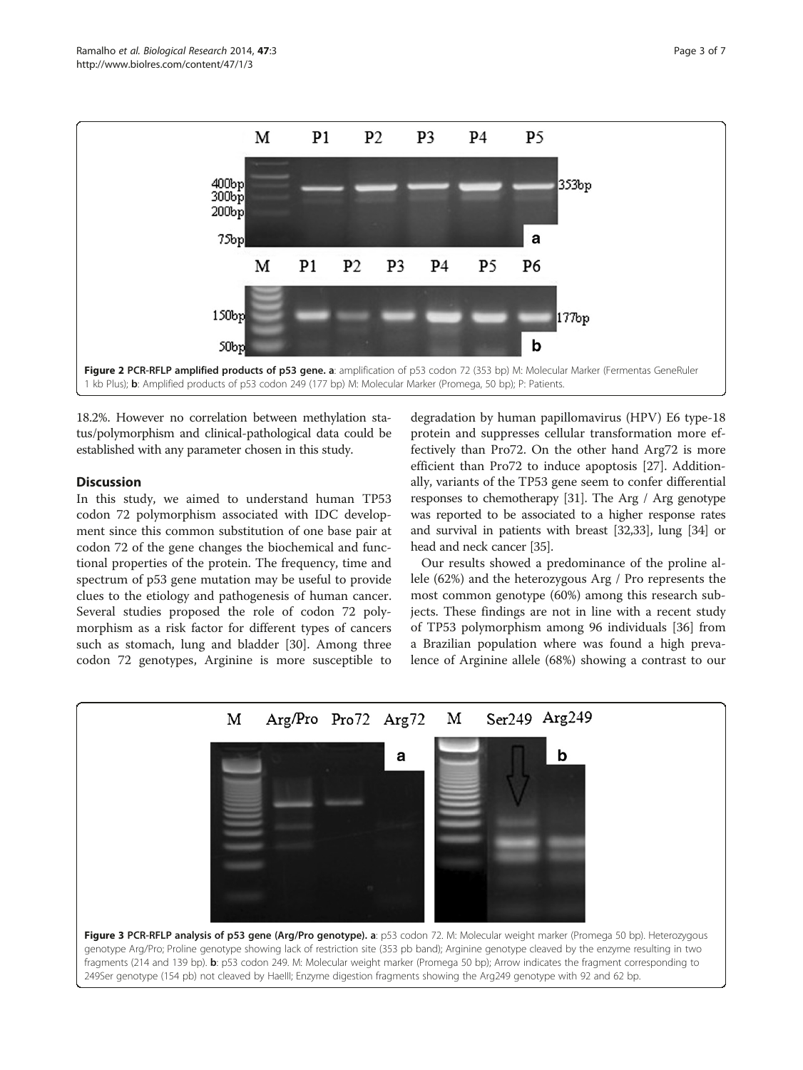Figure 2 PCR-RFLP amplified products of p53 gene. a: amplification of p53 codon 72 (353 bp) M: Molecular Marker (Fermentas GeneRuler 1 kb Plus); b: Amplified products of p53 codon 249 (177 bp) M: Molecular Marker (Promega, 50 bp); P: Patients.

18.2%. However no correlation between methylation status/polymorphism and clinical-pathological data could be established with any parameter chosen in this study.

## Discussion

In this study, we aimed to understand human TP53 codon 72 polymorphism associated with IDC development since this common substitution of one base pair at codon 72 of the gene changes the biochemical and functional properties of the protein. The frequency, time and spectrum of p53 gene mutation may be useful to provide clues to the etiology and pathogenesis of human cancer. Several studies proposed the role of codon 72 polymorphism as a risk factor for different types of cancers such as stomach, lung and bladder [30]. Among three codon 72 genotypes, Arginine is more susceptible to degradation by human papillomavirus (HPV) E6 type-18 protein and suppresses cellular transformation more effectively than Pro72. On the other hand Arg72 is more efficient than Pro72 to induce apoptosis [27]. Additionally, variants of the TP53 gene seem to confer differential responses to chemotherapy [31]. The Arg / Arg genotype was reported to be associated to a higher response rates and survival in patients with breast [32,33], lung [34] or head and neck cancer [35].

Our results showed a predominance of the proline allele (62%) and the heterozygous Arg / Pro represents the most common genotype (60%) among this research subjects. These findings are not in line with a recent study of TP53 polymorphism among 96 individuals [36] from a Brazilian population where was found a high prevalence of Arginine allele (68%) showing a contrast to our

Figure 3 PCR-RFLP analysis of p53 gene (Arg/Pro genotype). a: p53 codon 72. M: Molecular weight marker (Promega 50 bp). Heterozygous genotype Arg/Pro; Proline genotype showing lack of restriction site (353 pb band); Arginine genotype cleaved by the enzyme resulting in two fragments (214 and 139 bp). b: p53 codon 249. M: Molecular weight marker (Promega 50 bp); Arrow indicates the fragment corresponding to 249Ser genotype (154 pb) not cleaved by HaeIII; Enzyme digestion fragments showing the Arg249 genotype with 92 and 62 bp.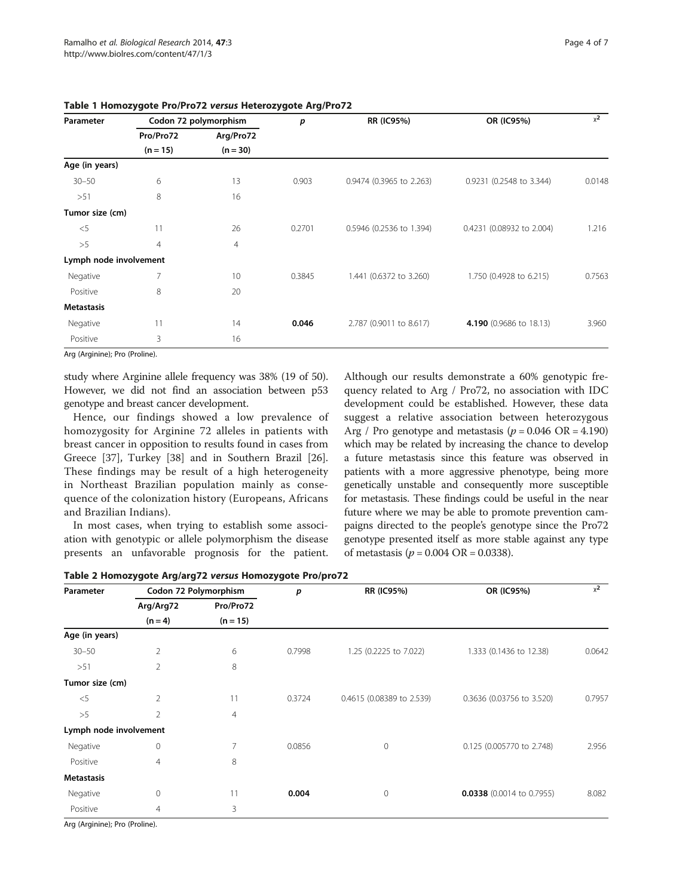**Table 1 Homozygote Pro/Pro72 *versus* Heterozygote Arg/Pro72**

| Parameter | Codon 72 polymorphism | | *p* | RR (IC95%) | OR (IC95%) | $x^2$ |
|---|---|---|---|---|---|---|
| | Pro/Pro72 (n = 15) | Arg/Pro72 (n = 30) | | | | |
| **Age (in years)** | | | | | | |
| 30–50 | 6 | 13 | 0.903 | 0.9474 (0.3965 to 2.263) | 0.9231 (0.2548 to 3.344) | 0.0148 |
| >51 | 8 | 16 | | | | |
| **Tumor size (cm)** | | | | | | |
| <5 | 11 | 26 | 0.2701 | 0.5946 (0.2536 to 1.394) | 0.4231 (0.08932 to 2.004) | 1.216 |
| >5 | 4 | 4 | | | | |
| **Lymph node involvement** | | | | | | |
| Negative | 7 | 10 | 0.3845 | 1.441 (0.6372 to 3.260) | 1.750 (0.4928 to 6.215) | 0.7563 |
| Positive | 8 | 20 | | | | |
| **Metastasis** | | | | | | |
| Negative | 11 | 14 | **0.046** | 2.787 (0.9011 to 8.617) | **4.190** (0.9686 to 18.13) | 3.960 |
| Positive | 3 | 16 | | | | |

Arg (Arginine); Pro (Proline).

study where Arginine allele frequency was 38% (19 of 50). However, we did not find an association between p53 genotype and breast cancer development.

Hence, our findings showed a low prevalence of homozygosity for Arginine 72 alleles in patients with breast cancer in opposition to results found in cases from Greece [37], Turkey [38] and in Southern Brazil [26]. These findings may be result of a high heterogeneity in Northeast Brazilian population mainly as consequence of the colonization history (Europeans, Africans and Brazilian Indians).

In most cases, when trying to establish some association with genotypic or allele polymorphism the disease presents an unfavorable prognosis for the patient. Although our results demonstrate a 60% genotypic frequency related to Arg / Pro72, no association with IDC development could be established. However, these data suggest a relative association between heterozygous Arg / Pro genotype and metastasis ($p = 0.046$ OR = 4.190) which may be related by increasing the chance to develop a future metastasis since this feature was observed in patients with a more aggressive phenotype, being more genetically unstable and consequently more susceptible for metastasis. These findings could be useful in the near future where we may be able to promote prevention campaigns directed to the people's genotype since the Pro72 genotype presented itself as more stable against any type of metastasis ($p = 0.004$ OR = 0.0338).

**Table 2 Homozygote Arg/arg72 *versus* Homozygote Pro/pro72**

| Parameter | Codon 72 Polymorphism | | *p* | RR (IC95%) | OR (IC95%) | $x^2$ |
|---|---|---|---|---|---|---|
| | Arg/Arg72 (n = 4) | Pro/Pro72 (n = 15) | | | | |
| **Age (in years)** | | | | | | |
| 30–50 | 2 | 6 | 0.7998 | 1.25 (0.2225 to 7.022) | 1.333 (0.1436 to 12.38) | 0.0642 |
| >51 | 2 | 8 | | | | |
| **Tumor size (cm)** | | | | | | |
| <5 | 2 | 11 | 0.3724 | 0.4615 (0.08389 to 2.539) | 0.3636 (0.03756 to 3.520) | 0.7957 |
| >5 | 2 | 4 | | | | |
| **Lymph node involvement** | | | | | | |
| Negative | 0 | 7 | 0.0856 | 0 | 0.125 (0.005770 to 2.748) | 2.956 |
| Positive | 4 | 8 | | | | |
| **Metastasis** | | | | | | |
| Negative | 0 | 11 | **0.004** | 0 | **0.0338** (0.0014 to 0.7955) | 8.082 |
| Positive | 4 | 3 | | | | |

Arg (Arginine); Pro (Proline).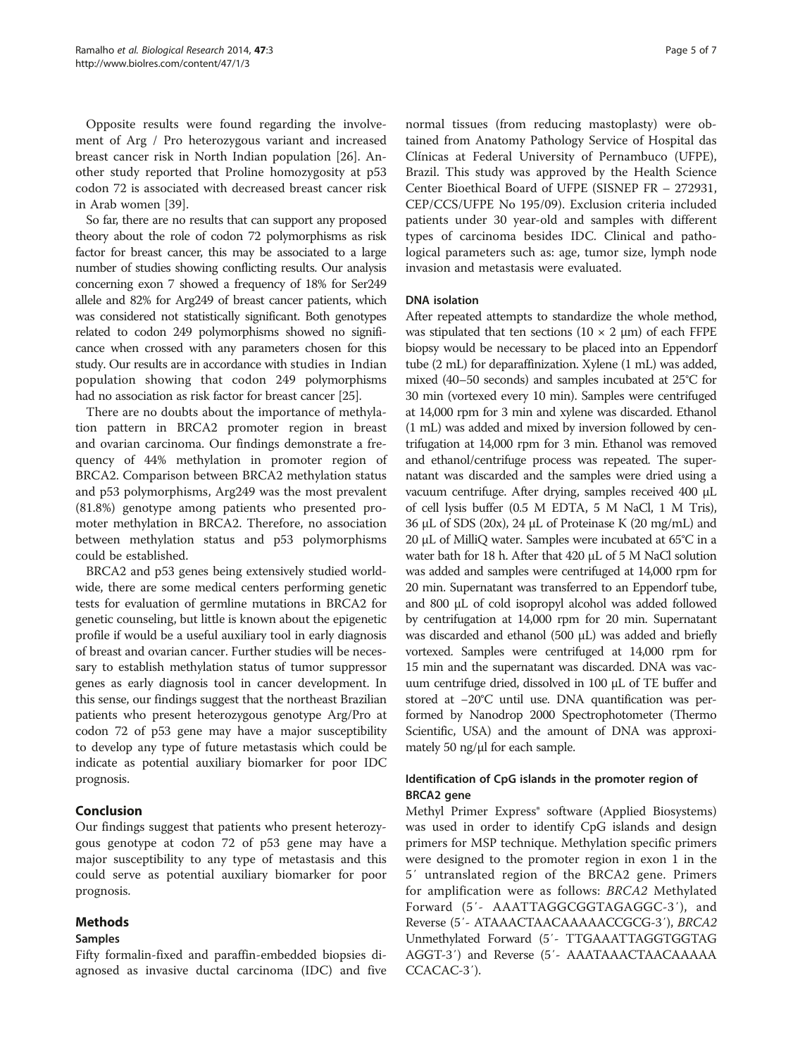Opposite results were found regarding the involvement of Arg / Pro heterozygous variant and increased breast cancer risk in North Indian population [26]. Another study reported that Proline homozygosity at p53 codon 72 is associated with decreased breast cancer risk in Arab women [39].

So far, there are no results that can support any proposed theory about the role of codon 72 polymorphisms as risk factor for breast cancer, this may be associated to a large number of studies showing conflicting results. Our analysis concerning exon 7 showed a frequency of 18% for Ser249 allele and 82% for Arg249 of breast cancer patients, which was considered not statistically significant. Both genotypes related to codon 249 polymorphisms showed no significance when crossed with any parameters chosen for this study. Our results are in accordance with studies in Indian population showing that codon 249 polymorphisms had no association as risk factor for breast cancer [25].

There are no doubts about the importance of methylation pattern in BRCA2 promoter region in breast and ovarian carcinoma. Our findings demonstrate a frequency of 44% methylation in promoter region of BRCA2. Comparison between BRCA2 methylation status and p53 polymorphisms, Arg249 was the most prevalent (81.8%) genotype among patients who presented promoter methylation in BRCA2. Therefore, no association between methylation status and p53 polymorphisms could be established.

BRCA2 and p53 genes being extensively studied worldwide, there are some medical centers performing genetic tests for evaluation of germline mutations in BRCA2 for genetic counseling, but little is known about the epigenetic profile if would be a useful auxiliary tool in early diagnosis of breast and ovarian cancer. Further studies will be necessary to establish methylation status of tumor suppressor genes as early diagnosis tool in cancer development. In this sense, our findings suggest that the northeast Brazilian patients who present heterozygous genotype Arg/Pro at codon 72 of p53 gene may have a major susceptibility to develop any type of future metastasis which could be indicate as potential auxiliary biomarker for poor IDC prognosis.

## Conclusion

Our findings suggest that patients who present heterozygous genotype at codon 72 of p53 gene may have a major susceptibility to any type of metastasis and this could serve as potential auxiliary biomarker for poor prognosis.

## Methods

### Samples

Fifty formalin-fixed and paraffin-embedded biopsies diagnosed as invasive ductal carcinoma (IDC) and five normal tissues (from reducing mastoplasty) were obtained from Anatomy Pathology Service of Hospital das Clínicas at Federal University of Pernambuco (UFPE), Brazil. This study was approved by the Health Science Center Bioethical Board of UFPE (SISNEP FR – 272931, CEP/CCS/UFPE No 195/09). Exclusion criteria included patients under 30 year-old and samples with different types of carcinoma besides IDC. Clinical and pathological parameters such as: age, tumor size, lymph node invasion and metastasis were evaluated.

### DNA isolation

After repeated attempts to standardize the whole method, was stipulated that ten sections ($10 \times 2$ μm) of each FFPE biopsy would be necessary to be placed into an Eppendorf tube (2 mL) for deparaffinization. Xylene (1 mL) was added, mixed (40–50 seconds) and samples incubated at 25°C for 30 min (vortexed every 10 min). Samples were centrifuged at 14,000 rpm for 3 min and xylene was discarded. Ethanol (1 mL) was added and mixed by inversion followed by centrifugation at 14,000 rpm for 3 min. Ethanol was removed and ethanol/centrifuge process was repeated. The supernatant was discarded and the samples were dried using a vacuum centrifuge. After drying, samples received 400 μL of cell lysis buffer (0.5 M EDTA, 5 M NaCl, 1 M Tris), 36 μL of SDS (20x), 24 μL of Proteinase K (20 mg/mL) and 20 μL of MilliQ water. Samples were incubated at 65°C in a water bath for 18 h. After that 420 μL of 5 M NaCl solution was added and samples were centrifuged at 14,000 rpm for 20 min. Supernatant was transferred to an Eppendorf tube, and 800 μL of cold isopropyl alcohol was added followed by centrifugation at 14,000 rpm for 20 min. Supernatant was discarded and ethanol (500 μL) was added and briefly vortexed. Samples were centrifuged at 14,000 rpm for 15 min and the supernatant was discarded. DNA was vacuum centrifuge dried, dissolved in 100 μL of TE buffer and stored at −20°C until use. DNA quantification was performed by Nanodrop 2000 Spectrophotometer (Thermo Scientific, USA) and the amount of DNA was approximately 50 ng/μl for each sample.

### Identification of CpG islands in the promoter region of BRCA2 gene

Methyl Primer Express® software (Applied Biosystems) was used in order to identify CpG islands and design primers for MSP technique. Methylation specific primers were designed to the promoter region in exon 1 in the 5′ untranslated region of the BRCA2 gene. Primers for amplification were as follows: *BRCA2* Methylated Forward (5′- AAATTAGGCGGTAGAGGC-3′), and Reverse (5′- ATAAACTAACAAAAACCGCG-3′), *BRCA2* Unmethylated Forward (5′- TTGAAATTAGGTGGTAGAGGT-3′) and Reverse (5′- AAATAAACTAACAAAAACCACAC-3′).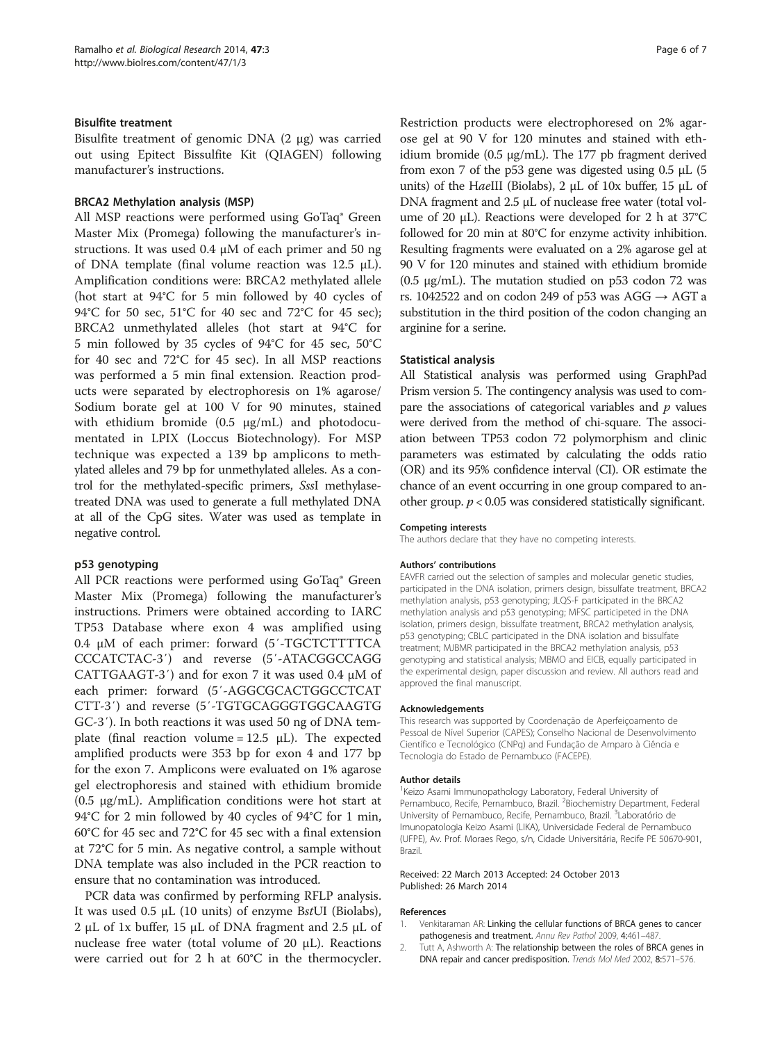### Bisulfite treatment

Bisulfite treatment of genomic DNA (2 μg) was carried out using Epitect Bissulfite Kit (QIAGEN) following manufacturer's instructions.

### BRCA2 Methylation analysis (MSP)

All MSP reactions were performed using GoTaq® Green Master Mix (Promega) following the manufacturer's instructions. It was used 0.4 μM of each primer and 50 ng of DNA template (final volume reaction was 12.5 μL). Amplification conditions were: BRCA2 methylated allele (hot start at 94°C for 5 min followed by 40 cycles of 94°C for 50 sec, 51°C for 40 sec and 72°C for 45 sec); BRCA2 unmethylated alleles (hot start at 94°C for 5 min followed by 35 cycles of 94°C for 45 sec, 50°C for 40 sec and 72°C for 45 sec). In all MSP reactions was performed a 5 min final extension. Reaction products were separated by electrophoresis on 1% agarose/ Sodium borate gel at 100 V for 90 minutes, stained with ethidium bromide (0.5 μg/mL) and photodocumentated in LPIX (Loccus Biotechnology). For MSP technique was expected a 139 bp amplicons to methylated alleles and 79 bp for unmethylated alleles. As a control for the methylated-specific primers, *Sss*I methylase-treated DNA was used to generate a full methylated DNA at all of the CpG sites. Water was used as template in negative control.

### p53 genotyping

All PCR reactions were performed using GoTaq® Green Master Mix (Promega) following the manufacturer's instructions. Primers were obtained according to IARC TP53 Database where exon 4 was amplified using 0.4 μM of each primer: forward (5′-TGCTCTTTTCA CCCATCTAC-3′) and reverse (5′-ATACGGCCAGG CATTGAAGT-3′) and for exon 7 it was used 0.4 μM of each primer: forward (5′-AGGCGCACTGGCCTCAT CTT-3′) and reverse (5′-TGTGCAGGGTGGCAAGTG GC-3′). In both reactions it was used 50 ng of DNA template (final reaction volume = 12.5 μL). The expected amplified products were 353 bp for exon 4 and 177 bp for the exon 7. Amplicons were evaluated on 1% agarose gel electrophoresis and stained with ethidium bromide (0.5 μg/mL). Amplification conditions were hot start at 94°C for 2 min followed by 40 cycles of 94°C for 1 min, 60°C for 45 sec and 72°C for 45 sec with a final extension at 72°C for 5 min. As negative control, a sample without DNA template was also included in the PCR reaction to ensure that no contamination was introduced.

PCR data was confirmed by performing RFLP analysis. It was used 0.5 μL (10 units) of enzyme B*st*UI (Biolabs), 2 μL of 1x buffer, 15 μL of DNA fragment and 2.5 μL of nuclease free water (total volume of 20 μL). Reactions were carried out for 2 h at 60°C in the thermocycler. Restriction products were electrophoresed on 2% agarose gel at 90 V for 120 minutes and stained with ethidium bromide (0.5 μg/mL). The 177 pb fragment derived from exon 7 of the p53 gene was digested using 0.5 μL (5 units) of the H*ae*III (Biolabs), 2 μL of 10x buffer, 15 μL of DNA fragment and 2.5 μL of nuclease free water (total volume of 20 μL). Reactions were developed for 2 h at 37°C followed for 20 min at 80°C for enzyme activity inhibition. Resulting fragments were evaluated on a 2% agarose gel at 90 V for 120 minutes and stained with ethidium bromide (0.5 μg/mL). The mutation studied on p53 codon 72 was rs. 1042522 and on codon 249 of p53 was AGG → AGT a substitution in the third position of the codon changing an arginine for a serine.

### Statistical analysis

All Statistical analysis was performed using GraphPad Prism version 5. The contingency analysis was used to compare the associations of categorical variables and $p$ values were derived from the method of chi-square. The association between TP53 codon 72 polymorphism and clinic parameters was estimated by calculating the odds ratio (OR) and its 95% confidence interval (CI). OR estimate the chance of an event occurring in one group compared to another group. $p < 0.05$ was considered statistically significant.

#### Competing interests

The authors declare that they have no competing interests.

#### Authors' contributions

EAVFR carried out the selection of samples and molecular genetic studies, participated in the DNA isolation, primers design, bissulfate treatment, BRCA2 methylation analysis, p53 genotyping; JLQS-F participated in the BRCA2 methylation analysis and p53 genotyping; MFSC participeted in the DNA isolation, primers design, bissulfate treatment, BRCA2 methylation analysis, p53 genotyping; CBLC participated in the DNA isolation and bissulfate treatment; MJBMR participated in the BRCA2 methylation analysis, p53 genotyping and statistical analysis; MBMO and EICB, equally participated in the experimental design, paper discussion and review. All authors read and approved the final manuscript.

#### Acknowledgements

This research was supported by Coordenação de Aperfeiçoamento de Pessoal de Nível Superior (CAPES); Conselho Nacional de Desenvolvimento Científico e Tecnológico (CNPq) and Fundação de Amparo à Ciência e Tecnologia do Estado de Pernambuco (FACEPE).

#### Author details

[1]Keizo Asami Immunopathology Laboratory, Federal University of Pernambuco, Recife, Pernambuco, Brazil. [2]Biochemistry Department, Federal University of Pernambuco, Recife, Pernambuco, Brazil. [3]Laboratório de Imunopatologia Keizo Asami (LIKA), Universidade Federal de Pernambuco (UFPE), Av. Prof. Moraes Rego, s/n, Cidade Universitária, Recife PE 50670-901, Brazil.

Received: 22 March 2013 Accepted: 24 October 2013
Published: 26 March 2014

#### References

1. Venkitaraman AR: Linking the cellular functions of BRCA genes to cancer pathogenesis and treatment. *Annu Rev Pathol* 2009, **4**:461–487.
2. Tutt A, Ashworth A: The relationship between the roles of BRCA genes in DNA repair and cancer predisposition. *Trends Mol Med* 2002, **8**:571–576.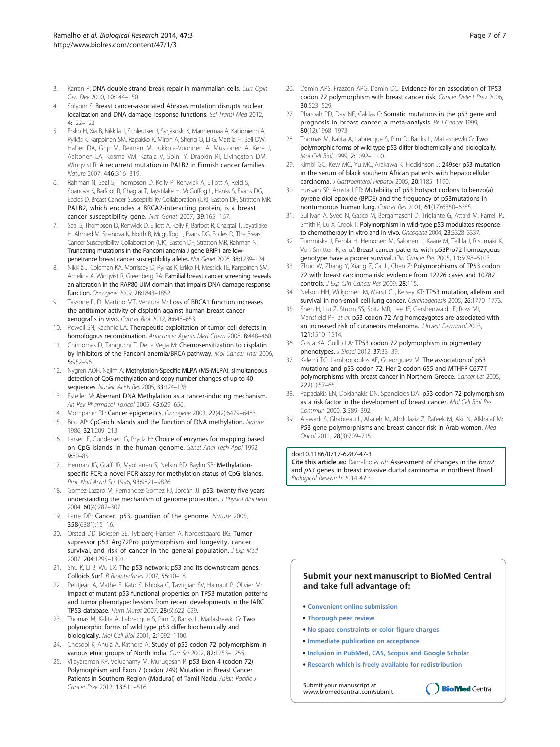3. Karran P: **DNA double strand break repair in mammalian cells.** *Curr Opin Gen Dev* 2000, **10:**144–150.
4. Solyom S: **Breast cancer-associated Abraxas mutation disrupts nuclear localization and DNA damage response functions.** *Sci Transl Med* 2012, **4:**122–123.
5. Erkko H, Xia B, Nikkilä J, Schleutker J, Syrjäkoski K, Mannermaa A, Kallioniemi A, Pylkäs K, Karppinen SM, Rapakko K, Miron A, Sheng Q, Li G, Mattila H, Bell DW, Haber DA, Grip M, Reiman M, Jukkola-Vuorinen A, Mustonen A, Kere J, Aaltonen LA, Kosma VM, Kataja V, Soini Y, Drapkin RI, Livingston DM, Winqvist R: **A recurrent mutation in PALB2 in Finnish cancer families.** *Nature* 2007, **446:**316–319.
6. Rahman N, Seal S, Thompson D, Kelly P, Renwick A, Elliott A, Reid S, Spanova K, Barfoot R, Chagtai T, Jayatilake H, McGuffog L, Hanks S, Evans DG, Eccles D, Breast Cancer Susceptibility Collaboration (UK), Easton DF, Stratton MR: **PALB2, which encodes a BRCA2-interacting protein, is a breast cancer susceptibility gene.** *Nat Genet* 2007, **39:**165–167.
7. Seal S, Thompson D, Renwick D, Elliott A, Kelly P, Barfoot R, Chagtai T, Jayatilake H, Ahmed M, Spanova K, North B, Mcguffog L, Evans DG, Eccles D, The Breast Cancer Susceptibility Collaboration (UK), Easton DF, Stratton MR, Rahman N: **Truncating mutations in the Fanconi anemia J gene BRIP1 are low-penetrance breast cancer susceptibility alleles.** *Nat Genet* 2006, **38:**1239–1241.
8. Nikkilä J, Coleman KA, Morrissey D, Pylkäs K, Erkko H, Messick TE, Karppinen SM, Amelina A, Winqvist R, Greenberg RA: **Familial breast cancer screening reveals an alteration in the RAP80 UIM domain that impairs DNA damage response function.** *Oncogene* 2009, **28:**1843–1852.
9. Tassone P, Di Martino MT, Ventura M: **Loss of BRCA1 function increases the antitumor activity of cisplatin against human breast cancer xenografts in vivo.** *Cancer Biol* 2012, **8:**648–653.
10. Powell SN, Kachnic LA: **Therapeutic exploitation of tumor cell defects in homologous recombination.** *Anticancer Agents Med Chem* 2008, **8:**448–460.
11. Chirnomas D, Taniguchi T, De la Vega M: **Chemosensitization to cisplatin by inhibitors of the Fanconi anemia/BRCA pathway.** *Mol Cancer Ther* 2006, **5:**952–961.
12. Nygren AOH, Najim A: **Methylation-Specific MLPA (MS-MLPA): simultaneous detection of CpG methylation and copy number changes of up to 40 sequences.** *Nucleic Acids Res* 2005, **33:**124–128.
13. Esteller M: **Aberrant DNA Methylation as a cancer-inducing mechanism.** *An Rev Pharmacol Toxicol* 2005, **45:**629–656.
14. Momparler RL: **Cancer epigenetics.** *Oncogene* 2003, **22**(42):6479–6483.
15. Bird AP: **CpG-rich islands and the function of DNA methylation.** *Nature* 1986, **321:**209–213.
16. Larsen F, Gundersen G, Prydz H: **Choice of enzymes for mapping based on CpG islands in the human genome.** *Genet Anal Tech Appl* 1992, **9:**80–85.
17. Herman JG, Graff JR, Myöhänen S, Nelkin BD, Baylin SB: **Methylation-specific PCR: a novel PCR assay for methylation status of CpG islands.** *Proc Natl Acad Sci* 1996, **93:**9821–9826.
18. Gomez-Lazaro M, Fernandez-Gomez FJ, Jordán JJ: **p53: twenty five years understanding the mechanism of genome protection.** *J Physiol Biochem* 2004, **60**(4):287–307.
19. Lane DP: **Cancer. p53, guardian of the genome.** *Nature* 2005, **358**(6381):15–16.
20. Orsted DD, Bojesen SE, Tybjaerg-Hansen A, Nordestgaard BG: **Tumor supressor p53 Arg72Pro polymorphism and longevity, cancer survival, and risk of cancer in the general population.** *J Exp Med* 2007, **204:**1295–1301.
21. Shu K, Li B, Wu LX: **The p53 network: p53 and its downstream genes.** *Colloids Surf. B Biointerfaces* 2007, **55:**10–18.
22. Petitjean A, Mathe E, Kato S, Ishioka C, Tavtigian SV, Hainaut P, Olivier M: **Impact of mutant p53 functional properties on TP53 mutation patterns and tumor phenotype: lessons from recent developments in the IARC TP53 database.** *Hum Mutat* 2007, **28**(6):622–629.
23. Thomas M, Kalita A, Labrecque S, Pim D, Banks L, Matlashewki G: **Two polymorphic forms of wild type p53 differ biochemically and biologically.** *Mol Cell Biol* 2001, **2:**1092–1100.
24. Chosdol K, Ahuja A, Rathore A: **Study of p53 codon 72 polymorphism in various etnic groups of North India.** *Curr Sci* 2002, **82:**1253–1255.
25. Vijayaraman KP, Veluchamy M, Murugesan P: **p53 Exon 4 (codon 72) Polymorphism and Exon 7 (codon 249) Mutation in Breast Cancer Patients in Southern Region (Madurai) of Tamil Nadu.** *Asian Pacific J Cancer Prev* 2012, **13:**511–516.
26. Damin APS, Frazzon APG, Damin DC: **Evidence for an association of TP53 codon 72 polymorphism with breast cancer risk.** *Cancer Detect Prev* 2006, **30:**523–529.
27. Pharoah PD, Day NE, Caldas C: **Somatic mutations in the p53 gene and prognosis in breast cancer: a meta-analysis.** *Br J Cancer* 1999, **80**(12):1968–1973.
28. Thomas M, Kalita A, Labrecque S, Pim D, Banks L, Matlashewski G: **Two polymorphic forms of wild type p53 differ biochemically and biologically.** *Mol Cell Biol* 1999, **2:**1092–1100.
29. Kimbi GC, Kew MC, Yu MC, Arakawa K, Hodkinson J: **249ser p53 mutation in the serum of black southern African patients with hepatocellular carcinoma.** *J Gastroenterol Hepatol* 2005, **20:**1185–1190.
30. Hussain SP, Amstad PR: **Mutability of p53 hotspot codons to benzo(a) pyrene diol epoxide (BPDE) and the frequency of p53mutations in nontumorous human lung.** *Cancer Res* 2001, **61**(17):6350–6355.
31. Sullivan A, Syed N, Gasco M, Bergamaschi D, Trigiante G, Attard M, Farrell PJ, Smith P, Lu X, Crook T: **Polymorphism in wild-type p53 modulates response to chemotherapy in vitro and in vivo.** *Oncogene* 2004, **23:**3328–3337.
32. Tommiska J, Eerola H, Heinonen M, Salonen L, Kaare M, Tallila J, Ristimäki K, Von Smitten K, *et al*: **Breast cancer patients with p53Pro72 homozygous genotype have a poorer survival.** *Clin Cancer Res* 2005, **11:**5098–5103.
33. Zhuo W, Zhang Y, Xiang Z, Cai L, Chen Z: **Polymorphisms of TP53 codon 72 with breast carcinoma risk: evidence from 12226 cases and 10782 controls.** *J Exp Clin Cancer Res* 2009, **28:**115.
34. Nelson HH, Wilkjomen M, Marsit CJ, Keisey KT: **TP53 mutation, allelism and survival in non-small cell lung cancer.** *Carcinogenesis* 2005, **26:**1770–1773.
35. Shen H, Liu Z, Strom SS, Spitz MR, Lee JE, Gershenwald JE, Ross MI, Mansfield PF, *et al*: **p53 codon 72 Arg homozygotes are associated with an increased risk of cutaneous melanoma.** *J Invest Dermatol* 2003, **121:**1510–1514.
36. Costa KA, Guillo LA: **TP53 codon 72 polymorphism in pigmentary phenotypes.** *J Biosci* 2012, **37:**33–39.
37. Kalemi TG, Lambropoulos AF, Gueorguiev M: **The association of p53 mutations and p53 codon 72, Her 2 codon 655 and MTHFR C677T polymorphisms with breast cancer in Northern Greece.** *Cancer Let* 2005, **222**(1):57–65.
38. Papadakis EN, Dokianakis DN, Spandidos DA: **p53 codon 72 polymorphism as a risk factor in the development of breast cancer.** *Mol Cell Biol Res Commun* 2000, **3:**389–392.
39. Alawadi S, Ghabreau L, Alsaleh M, Abdulaziz Z, Rafeek M, Akil N, Alkhalaf M: **P53 gene polymorphisms and breast cancer risk in Arab women.** *Med Oncol* 2011, **28**(3):709–715.

doi:10.1186/0717-6287-47-3
**Cite this article as:** Ramalho *et al.*: Assessment of changes in the *brca2* and *p53* genes in breast invasive ductal carcinoma in northeast Brazil. *Biological Research* 2014 **47**:3.

**Submit your next manuscript to BioMed Central and take full advantage of:**

- Convenient online submission
- Thorough peer review
- No space constraints or color figure charges
- Immediate publication on acceptance
- Inclusion in PubMed, CAS, Scopus and Google Scholar
- Research which is freely available for redistribution

Submit your manuscript at www.biomedcentral.com/submit

BioMed Central